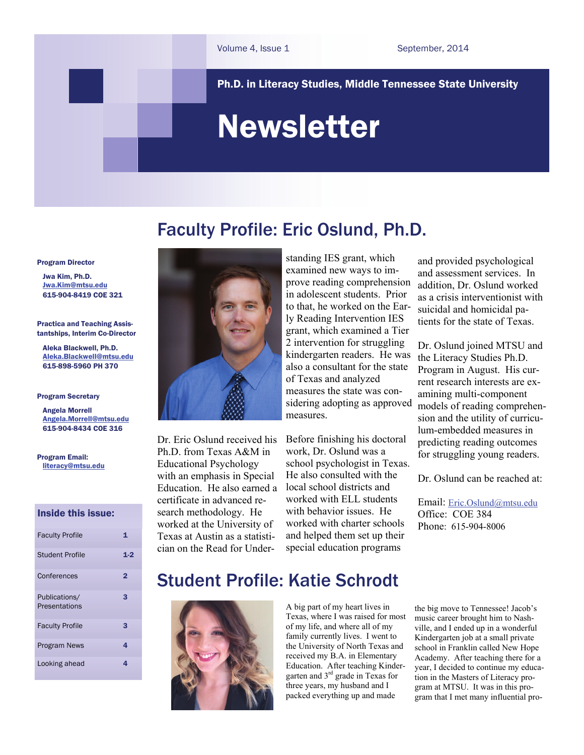Volume 4, Issue 1 September, 2014

**Ph.D. in Literacy Studies, Middle Tennessee State University**

# Newsletter

**Program Director**

**Jwa Kim, Ph.D.**
**Jwa.Kim@mtsu.edu**
**615-904-8419 COE 321**

**Practica and Teaching Assistantships, Interim Co-Director**

**Aleka Blackwell, Ph.D.**
**Aleka.Blackwell@mtsu.edu**
**615-898-5960 PH 370**

**Program Secretary**

**Angela Morrell**
**Angela.Morrell@mtsu.edu**
**615-904-8434 COE 316**

**Program Email:**
**literacy@mtsu.edu**

**Inside this issue:**

| | |
|---|---|
| Faculty Profile | 1 |
| Student Profile | 1-2 |
| Conferences | 2 |
| Publications/ Presentations | 3 |
| Faculty Profile | 3 |
| Program News | 4 |
| Looking ahead | 4 |

## Faculty Profile: Eric Oslund, Ph.D.

Dr. Eric Oslund received his Ph.D. from Texas A&M in Educational Psychology with an emphasis in Special Education. He also earned a certificate in advanced research methodology. He worked at the University of Texas at Austin as a statistician on the Read for Understanding IES grant, which examined new ways to improve reading comprehension in adolescent students. Prior to that, he worked on the Early Reading Intervention IES grant, which examined a Tier 2 intervention for struggling kindergarten readers. He was also a consultant for the state of Texas and analyzed measures the state was considering adopting as approved measures.

Before finishing his doctoral work, Dr. Oslund was a school psychologist in Texas. He also consulted with the local school districts and worked with ELL students with behavior issues. He worked with charter schools and helped them set up their special education programs and provided psychological and assessment services. In addition, Dr. Oslund worked as a crisis interventionist with suicidal and homicidal patients for the state of Texas.

Dr. Oslund joined MTSU and the Literacy Studies Ph.D. Program in August. His current research interests are examining multi-component models of reading comprehension and the utility of curriculum-embedded measures in predicting reading outcomes for struggling young readers.

Dr. Oslund can be reached at:

Email: Eric.Oslund@mtsu.edu
Office: COE 384
Phone: 615-904-8006

## Student Profile: Katie Schrodt

A big part of my heart lives in Texas, where I was raised for most of my life, and where all of my family currently lives. I went to the University of North Texas and received my B.A. in Elementary Education. After teaching Kindergarten and 3rd grade in Texas for three years, my husband and I packed everything up and made the big move to Tennessee! Jacob's music career brought him to Nashville, and I ended up in a wonderful Kindergarten job at a small private school in Franklin called New Hope Academy. After teaching there for a year, I decided to continue my education in the Masters of Literacy program at MTSU. It was in this program that I met many influential pro-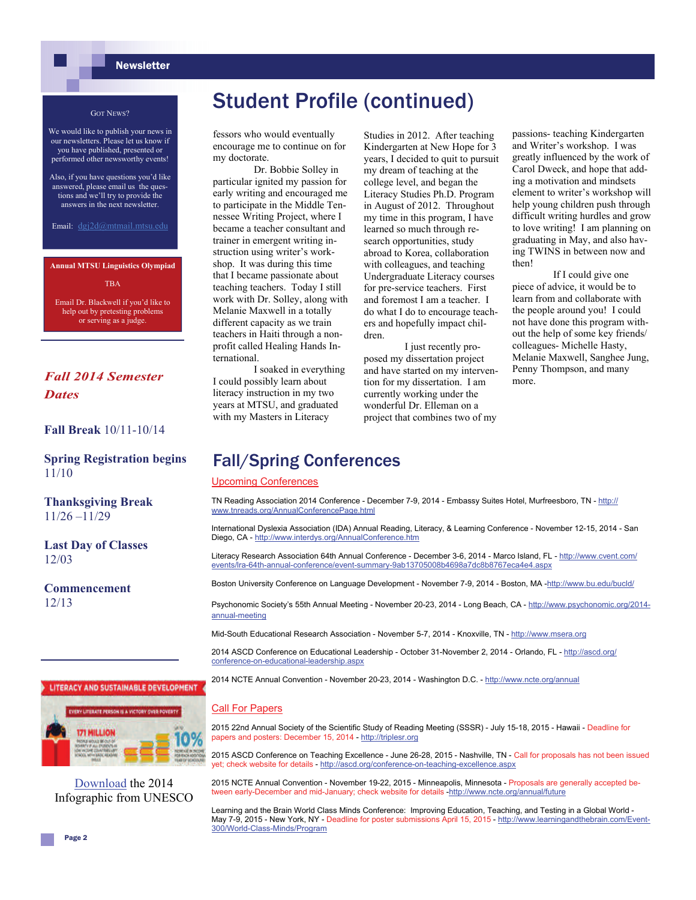# Student Profile (continued)

fessors who would eventually encourage me to continue on for my doctorate.

Dr. Bobbie Solley in particular ignited my passion for early writing and encouraged me to participate in the Middle Tennessee Writing Project, where I became a teacher consultant and trainer in emergent writing instruction using writer's workshop. It was during this time that I became passionate about teaching teachers. Today I still work with Dr. Solley, along with Melanie Maxwell in a totally different capacity as we train teachers in Haiti through a non-profit called Healing Hands International.

I soaked in everything I could possibly learn about literacy instruction in my two years at MTSU, and graduated with my Masters in Literacy Studies in 2012. After teaching Kindergarten at New Hope for 3 years, I decided to quit to pursue my dream of teaching at the college level, and began the Literacy Studies Ph.D. Program in August of 2012. Throughout my time in this program, I have learned so much through research opportunities, study abroad to Korea, collaboration with colleagues, and teaching Undergraduate Literacy courses for pre-service teachers. First and foremost I am a teacher. I do what I do to encourage teachers and hopefully impact children.

I just recently proposed my dissertation project and have started on my intervention for my dissertation. I am currently working under the wonderful Dr. Elleman on a project that combines two of my passions- teaching Kindergarten and Writer's workshop. I was greatly influenced by the work of Carol Dweck, and hope that adding a motivation and mindsets element to writer's workshop will help young children push through difficult writing hurdles and grow to love writing! I am planning on graduating in May, and also having TWINS in between now and then!

If I could give one piece of advice, it would be to learn from and collaborate with the people around you! I could not have done this program without the help of some key friends/colleagues- Michelle Hasty, Melanie Maxwell, Sanghee Jung, Penny Thompson, and many more.

## Fall/Spring Conferences

### Upcoming Conferences

TN Reading Association 2014 Conference - December 7-9, 2014 - Embassy Suites Hotel, Murfreesboro, TN - http://www.tnreads.org/AnnualConferencePage.html

International Dyslexia Association (IDA) Annual Reading, Literacy, & Learning Conference - November 12-15, 2014 - San Diego, CA - http://www.interdys.org/AnnualConference.htm

Literacy Research Association 64th Annual Conference - December 3-6, 2014 - Marco Island, FL - http://www.cvent.com/events/lra-64th-annual-conference/event-summary-9ab13705008b4698a7dc8b8767eca4e4.aspx

Boston University Conference on Language Development - November 7-9, 2014 - Boston, MA -http://www.bu.edu/bucld/

Psychonomic Society's 55th Annual Meeting - November 20-23, 2014 - Long Beach, CA - http://www.psychonomic.org/2014-annual-meeting

Mid-South Educational Research Association - November 5-7, 2014 - Knoxville, TN - http://www.msera.org

2014 ASCD Conference on Educational Leadership - October 31-November 2, 2014 - Orlando, FL - http://ascd.org/conference-on-educational-leadership.aspx

2014 NCTE Annual Convention - November 20-23, 2014 - Washington D.C. - http://www.ncte.org/annual

### Call For Papers

2015 22nd Annual Society of the Scientific Study of Reading Meeting (SSSR) - July 15-18, 2015 - Hawaii - Deadline for papers and posters: December 15, 2014 - http://triplesr.org

2015 ASCD Conference on Teaching Excellence - June 26-28, 2015 - Nashville, TN - Call for proposals has not been issued yet; check website for details - http://ascd.org/conference-on-teaching-excellence.aspx

2015 NCTE Annual Convention - November 19-22, 2015 - Minneapolis, Minnesota - Proposals are generally accepted between early-December and mid-January; check website for details -http://www.ncte.org/annual/future

Learning and the Brain World Class Minds Conference: Improving Education, Teaching, and Testing in a Global World - May 7-9, 2015 - New York, NY - Deadline for poster submissions April 15, 2015 - http://www.learningandthebrain.com/Event-300/World-Class-Minds/Program

---

GOT NEWS?

We would like to publish your news in our newsletters. Please let us know if you have published, presented or performed other newsworthy events!

Also, if you have questions you'd like answered, please email us the questions and we'll try to provide the answers in the next newsletter.

Email: dgj2d@mtmail.mtsu.edu

---

**Annual MTSU Linguistics Olympiad**

TBA

Email Dr. Blackwell if you'd like to help out by pretesting problems or serving as a judge.

---

***Fall 2014 Semester Dates***

**Fall Break** 10/11-10/14

**Spring Registration begins** 11/10

**Thanksgiving Break** 11/26 –11/29

**Last Day of Classes** 12/03

**Commencement** 12/13

---

Download the 2014 Infographic from UNESCO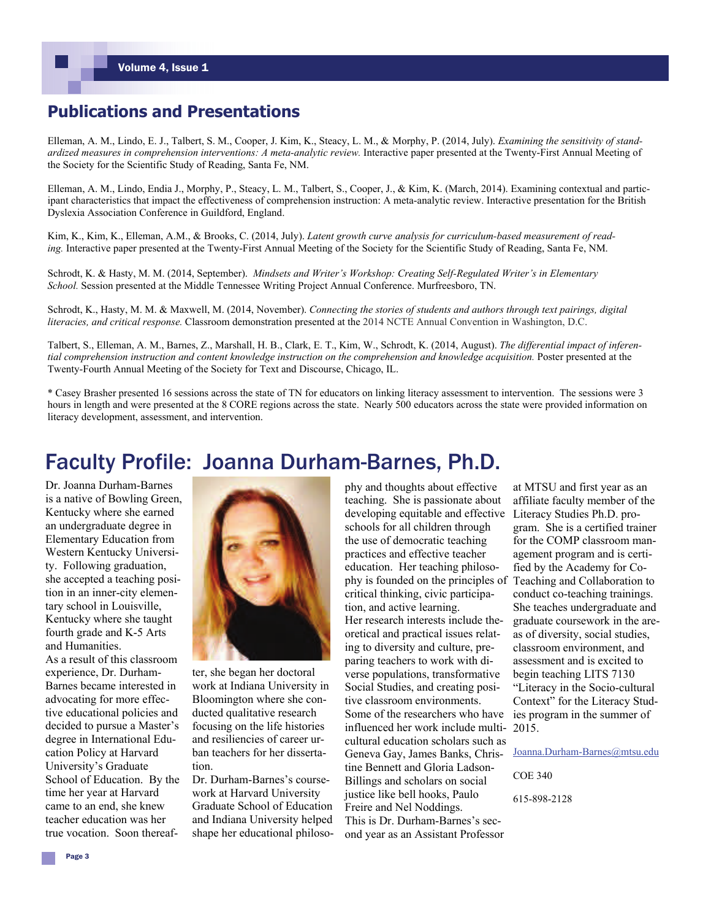## Publications and Presentations

Elleman, A. M., Lindo, E. J., Talbert, S. M., Cooper, J. Kim, K., Steacy, L. M., & Morphy, P. (2014, July). *Examining the sensitivity of standardized measures in comprehension interventions: A meta-analytic review.* Interactive paper presented at the Twenty-First Annual Meeting of the Society for the Scientific Study of Reading, Santa Fe, NM.

Elleman, A. M., Lindo, Endia J., Morphy, P., Steacy, L. M., Talbert, S., Cooper, J., & Kim, K. (March, 2014). Examining contextual and participant characteristics that impact the effectiveness of comprehension instruction: A meta-analytic review. Interactive presentation for the British Dyslexia Association Conference in Guildford, England.

Kim, K., Kim, K., Elleman, A.M., & Brooks, C. (2014, July). *Latent growth curve analysis for curriculum-based measurement of reading.* Interactive paper presented at the Twenty-First Annual Meeting of the Society for the Scientific Study of Reading, Santa Fe, NM.

Schrodt, K. & Hasty, M. M. (2014, September). *Mindsets and Writer's Workshop: Creating Self-Regulated Writer's in Elementary School.* Session presented at the Middle Tennessee Writing Project Annual Conference. Murfreesboro, TN.

Schrodt, K., Hasty, M. M. & Maxwell, M. (2014, November). *Connecting the stories of students and authors through text pairings, digital literacies, and critical response.* Classroom demonstration presented at the 2014 NCTE Annual Convention in Washington, D.C.

Talbert, S., Elleman, A. M., Barnes, Z., Marshall, H. B., Clark, E. T., Kim, W., Schrodt, K. (2014, August). *The differential impact of inferential comprehension instruction and content knowledge instruction on the comprehension and knowledge acquisition.* Poster presented at the Twenty-Fourth Annual Meeting of the Society for Text and Discourse, Chicago, IL.

* Casey Brasher presented 16 sessions across the state of TN for educators on linking literacy assessment to intervention. The sessions were 3 hours in length and were presented at the 8 CORE regions across the state. Nearly 500 educators across the state were provided information on literacy development, assessment, and intervention.

# Faculty Profile: Joanna Durham-Barnes, Ph.D.

Dr. Joanna Durham-Barnes is a native of Bowling Green, Kentucky where she earned an undergraduate degree in Elementary Education from Western Kentucky University. Following graduation, she accepted a teaching position in an inner-city elementary school in Louisville, Kentucky where she taught fourth grade and K-5 Arts and Humanities.

As a result of this classroom experience, Dr. Durham-Barnes became interested in advocating for more effective educational policies and decided to pursue a Master's degree in International Education Policy at Harvard University's Graduate School of Education. By the time her year at Harvard came to an end, she knew teacher education was her true vocation. Soon thereafter, she began her doctoral work at Indiana University in Bloomington where she conducted qualitative research focusing on the life histories and resiliencies of career urban teachers for her dissertation.

Dr. Durham-Barnes's coursework at Harvard University Graduate School of Education and Indiana University helped shape her educational philosophy and thoughts about effective teaching. She is passionate about developing equitable and effective schools for all children through the use of democratic teaching practices and effective teacher education. Her teaching philosophy is founded on the principles of critical thinking, civic participation, and active learning.

Her research interests include theoretical and practical issues relating to diversity and culture, preparing teachers to work with diverse populations, transformative Social Studies, and creating positive classroom environments.

Some of the researchers who have influenced her work include multicultural education scholars such as Geneva Gay, James Banks, Christine Bennett and Gloria Ladson-Billings and scholars on social justice like bell hooks, Paulo Freire and Nel Noddings.

This is Dr. Durham-Barnes's second year as an Assistant Professor at MTSU and first year as an affiliate faculty member of the Literacy Studies Ph.D. program. She is a certified trainer for the COMP classroom management program and is certified by the Academy for Co-Teaching and Collaboration to conduct co-teaching trainings. She teaches undergraduate and graduate coursework in the areas of diversity, social studies, classroom environment, and assessment and is excited to begin teaching LITS 7130 "Literacy in the Socio-cultural Context" for the Literacy Studies program in the summer of 2015.

Joanna.Durham-Barnes@mtsu.edu

COE 340

615-898-2128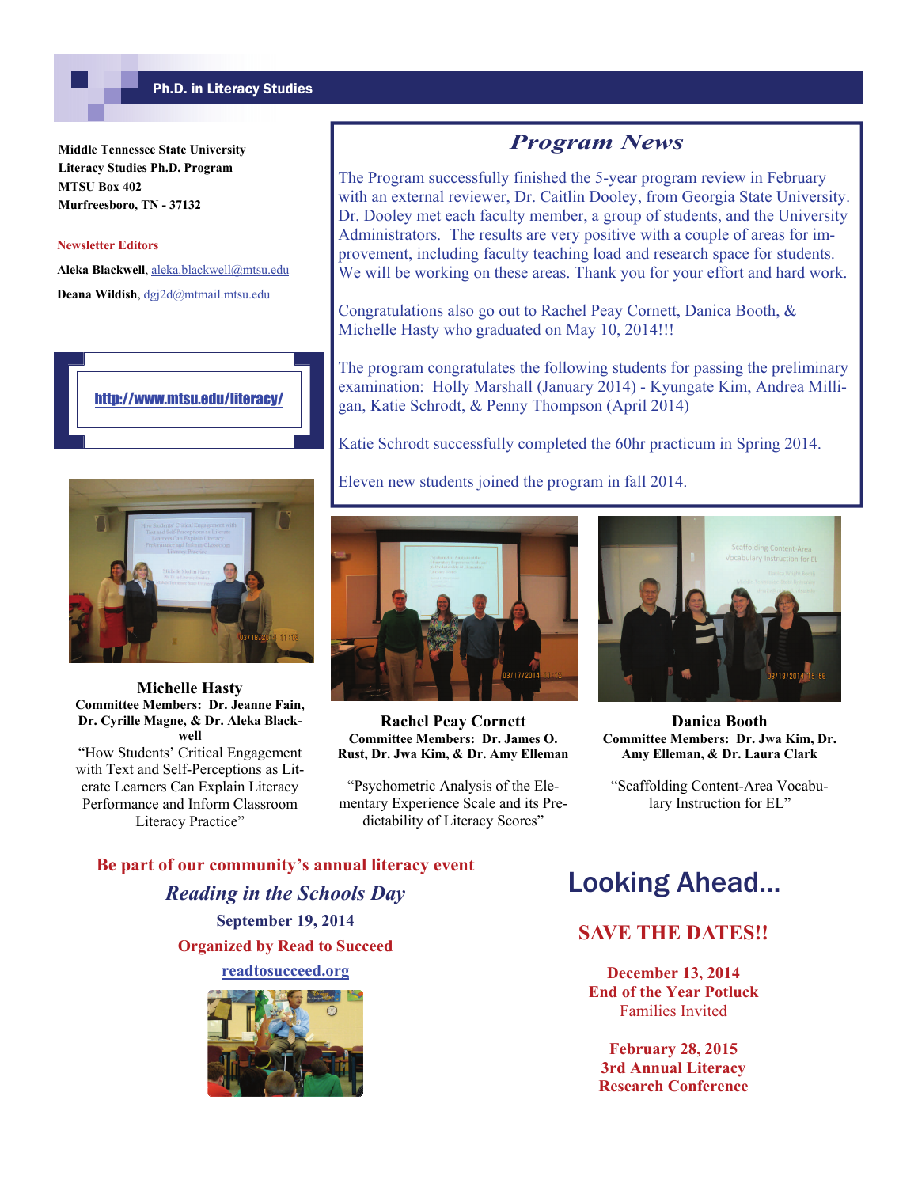Middle Tennessee State University
Literacy Studies Ph.D. Program
MTSU Box 402
Murfreesboro, TN - 37132

**Newsletter Editors**

**Aleka Blackwell**, aleka.blackwell@mtsu.edu

**Deana Wildish**, dgj2d@mtmail.mtsu.edu

http://www.mtsu.edu/literacy/

## *Program News*

The Program successfully finished the 5-year program review in February with an external reviewer, Dr. Caitlin Dooley, from Georgia State University. Dr. Dooley met each faculty member, a group of students, and the University Administrators. The results are very positive with a couple of areas for improvement, including faculty teaching load and research space for students. We will be working on these areas. Thank you for your effort and hard work.

Congratulations also go out to Rachel Peay Cornett, Danica Booth, & Michelle Hasty who graduated on May 10, 2014!!!

The program congratulates the following students for passing the preliminary examination: Holly Marshall (January 2014) - Kyungate Kim, Andrea Milligan, Katie Schrodt, & Penny Thompson (April 2014)

Katie Schrodt successfully completed the 60hr practicum in Spring 2014.

Eleven new students joined the program in fall 2014.

**Michelle Hasty**
**Committee Members: Dr. Jeanne Fain, Dr. Cyrille Magne, & Dr. Aleka Blackwell**
"How Students' Critical Engagement with Text and Self-Perceptions as Literate Learners Can Explain Literacy Performance and Inform Classroom Literacy Practice"

**Rachel Peay Cornett**
**Committee Members: Dr. James O. Rust, Dr. Jwa Kim, & Dr. Amy Elleman**
"Psychometric Analysis of the Elementary Experience Scale and its Predictability of Literacy Scores"

**Danica Booth**
**Committee Members: Dr. Jwa Kim, Dr. Amy Elleman, & Dr. Laura Clark**
"Scaffolding Content-Area Vocabulary Instruction for EL"

**Be part of our community's annual literacy event**

***Reading in the Schools Day***

**September 19, 2014**

**Organized by Read to Succeed**

**readtosucceed.org**

# Looking Ahead...

## SAVE THE DATES!!

**December 13, 2014**
**End of the Year Potluck**
Families Invited

**February 28, 2015**
**3rd Annual Literacy Research Conference**